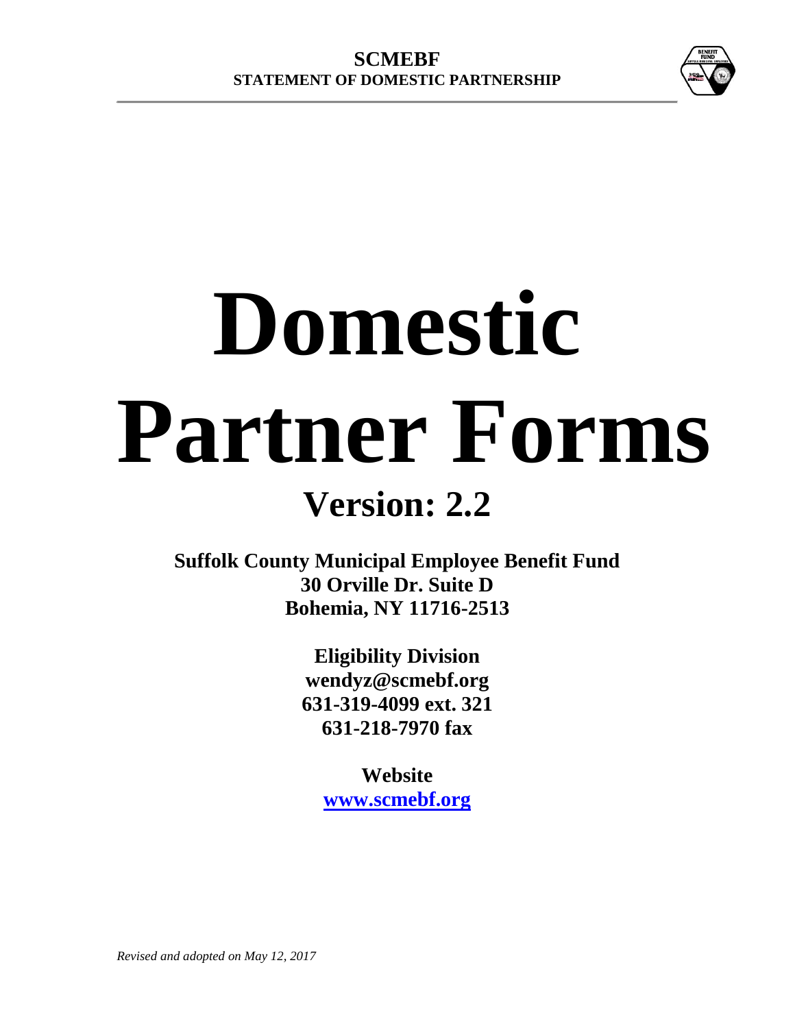# Domestic Partner Forms

## Version: 2.2

**Suffolk County Municipal Employee Benefit Fund**
**30 Orville Dr. Suite D**
**Bohemia, NY 11716-2513**

**Eligibility Division**
**wendyz@scmebf.org**
**631-319-4099 ext. 321**
**631-218-7970 fax**

**Website**
**[www.scmebf.org](http://www.scmebf.org)**

*Revised and adopted on May 12, 2017*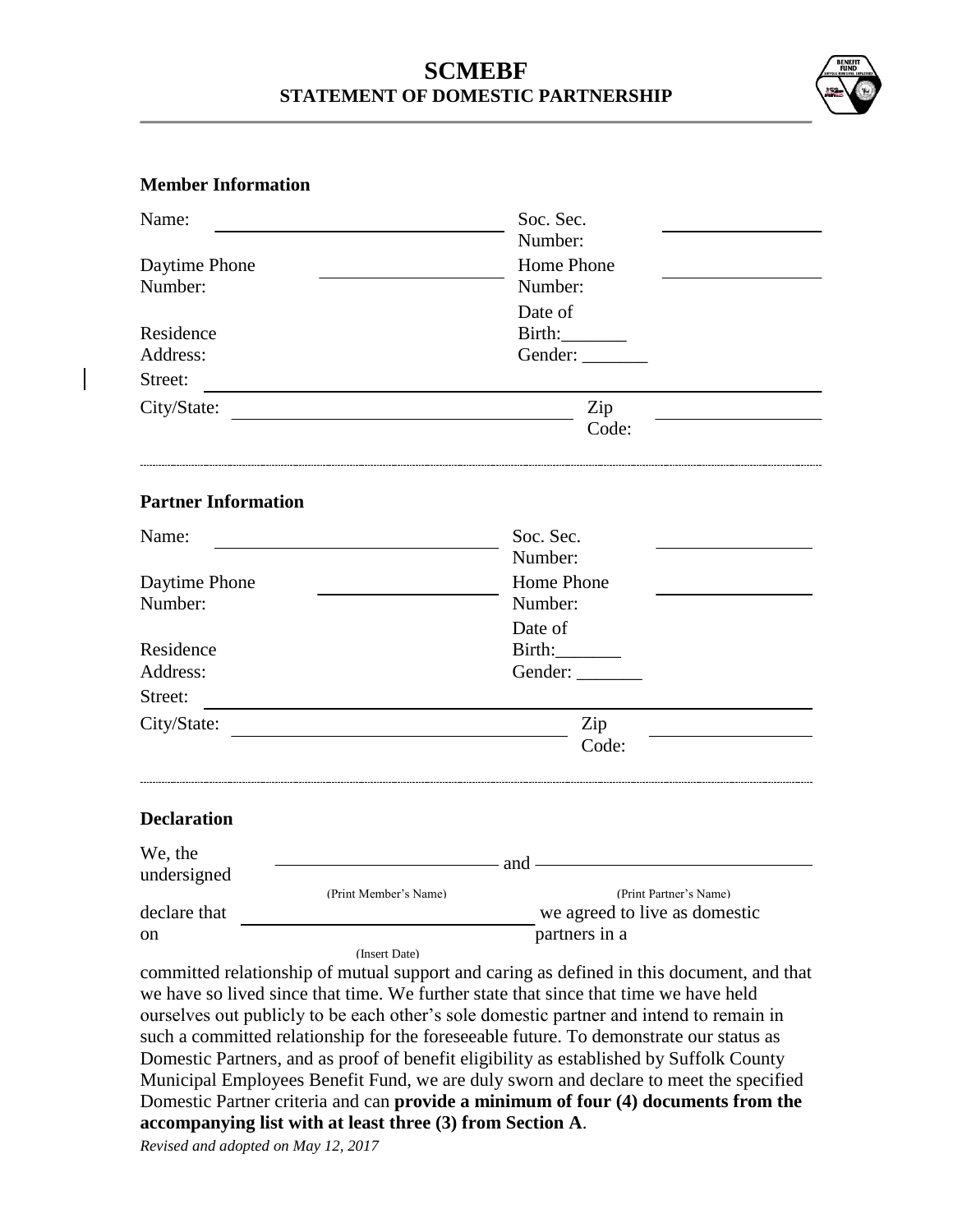# SCMEBF
## STATEMENT OF DOMESTIC PARTNERSHIP

### Member Information

Name: ______________________ Soc. Sec. Number: ______________

Daytime Phone Number: ______________ Home Phone Number: ______________

Residence Address: Date of Birth:_______ Gender: _______

Street: ________________________________________________

City/State: ______________________ Zip Code: ______________

### Partner Information

Name: ______________________ Soc. Sec. Number: ______________

Daytime Phone Number: ______________ Home Phone Number: ______________

Residence Address: Date of Birth:_______ Gender: _______

Street: ________________________________________________

City/State: ______________________ Zip Code: ______________

### Declaration

We, the undersigned ______________________ and ______________________
(Print Member's Name) (Print Partner's Name)

declare that on ______________________ we agreed to live as domestic partners in a
(Insert Date)

committed relationship of mutual support and caring as defined in this document, and that we have so lived since that time. We further state that since that time we have held ourselves out publicly to be each other's sole domestic partner and intend to remain in such a committed relationship for the foreseeable future. To demonstrate our status as Domestic Partners, and as proof of benefit eligibility as established by Suffolk County Municipal Employees Benefit Fund, we are duly sworn and declare to meet the specified Domestic Partner criteria and can **provide a minimum of four (4) documents from the accompanying list with at least three (3) from Section A**.

*Revised and adopted on May 12, 2017*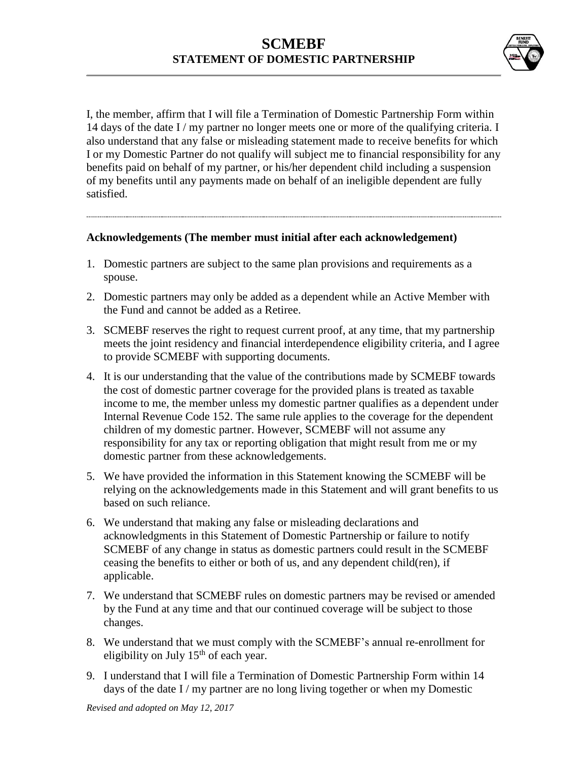# SCMEBF
## STATEMENT OF DOMESTIC PARTNERSHIP

I, the member, affirm that I will file a Termination of Domestic Partnership Form within 14 days of the date I / my partner no longer meets one or more of the qualifying criteria. I also understand that any false or misleading statement made to receive benefits for which I or my Domestic Partner do not qualify will subject me to financial responsibility for any benefits paid on behalf of my partner, or his/her dependent child including a suspension of my benefits until any payments made on behalf of an ineligible dependent are fully satisfied.

---

**Acknowledgements (The member must initial after each acknowledgement)**

1. Domestic partners are subject to the same plan provisions and requirements as a spouse.
2. Domestic partners may only be added as a dependent while an Active Member with the Fund and cannot be added as a Retiree.
3. SCMEBF reserves the right to request current proof, at any time, that my partnership meets the joint residency and financial interdependence eligibility criteria, and I agree to provide SCMEBF with supporting documents.
4. It is our understanding that the value of the contributions made by SCMEBF towards the cost of domestic partner coverage for the provided plans is treated as taxable income to me, the member unless my domestic partner qualifies as a dependent under Internal Revenue Code 152. The same rule applies to the coverage for the dependent children of my domestic partner. However, SCMEBF will not assume any responsibility for any tax or reporting obligation that might result from me or my domestic partner from these acknowledgements.
5. We have provided the information in this Statement knowing the SCMEBF will be relying on the acknowledgements made in this Statement and will grant benefits to us based on such reliance.
6. We understand that making any false or misleading declarations and acknowledgments in this Statement of Domestic Partnership or failure to notify SCMEBF of any change in status as domestic partners could result in the SCMEBF ceasing the benefits to either or both of us, and any dependent child(ren), if applicable.
7. We understand that SCMEBF rules on domestic partners may be revised or amended by the Fund at any time and that our continued coverage will be subject to those changes.
8. We understand that we must comply with the SCMEBF's annual re-enrollment for eligibility on July 15th of each year.
9. I understand that I will file a Termination of Domestic Partnership Form within 14 days of the date I / my partner are no long living together or when my Domestic

*Revised and adopted on May 12, 2017*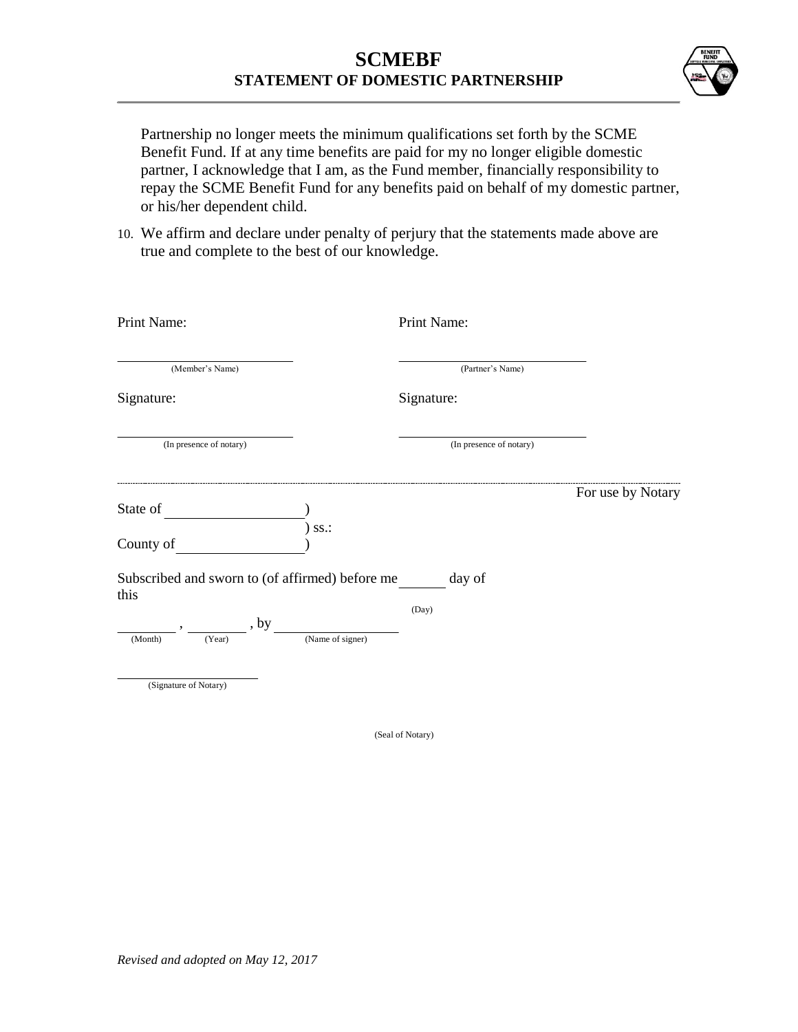# SCMEBF

## STATEMENT OF DOMESTIC PARTNERSHIP

Partnership no longer meets the minimum qualifications set forth by the SCME Benefit Fund. If at any time benefits are paid for my no longer eligible domestic partner, I acknowledge that I am, as the Fund member, financially responsibility to repay the SCME Benefit Fund for any benefits paid on behalf of my domestic partner, or his/her dependent child.

10. We affirm and declare under penalty of perjury that the statements made above are true and complete to the best of our knowledge.

Print Name: ______________________ (Member's Name)

Print Name: ______________________ (Partner's Name)

Signature: ______________________ (In presence of notary)

Signature: ______________________ (In presence of notary)

---

For use by Notary

State of ______________ )
) ss.:
County of ______________ )

Subscribed and sworn to (of affirmed) before me this ______ (Day) day of

______ (Month), ______ (Year), by ______________ (Name of signer)

______________________ (Signature of Notary)

(Seal of Notary)

*Revised and adopted on May 12, 2017*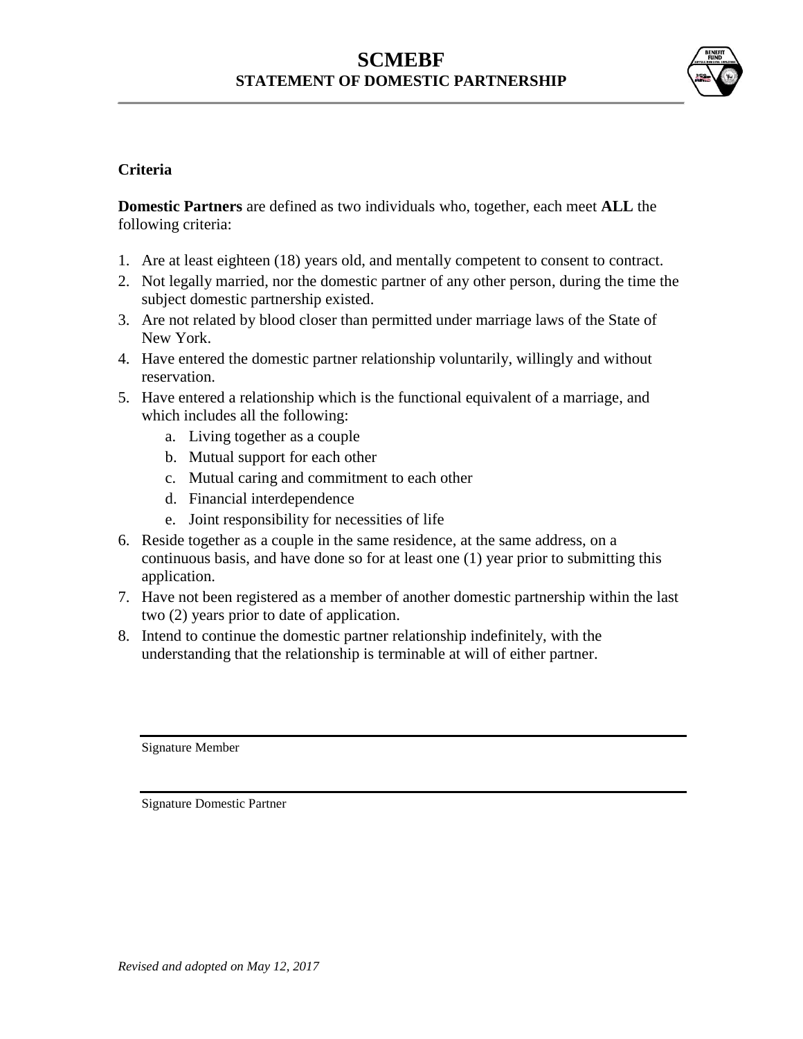# SCMEBF
## STATEMENT OF DOMESTIC PARTNERSHIP

**Criteria**

**Domestic Partners** are defined as two individuals who, together, each meet **ALL** the following criteria:

1. Are at least eighteen (18) years old, and mentally competent to consent to contract.
2. Not legally married, nor the domestic partner of any other person, during the time the subject domestic partnership existed.
3. Are not related by blood closer than permitted under marriage laws of the State of New York.
4. Have entered the domestic partner relationship voluntarily, willingly and without reservation.
5. Have entered a relationship which is the functional equivalent of a marriage, and which includes all the following:
    a. Living together as a couple
    b. Mutual support for each other
    c. Mutual caring and commitment to each other
    d. Financial interdependence
    e. Joint responsibility for necessities of life
6. Reside together as a couple in the same residence, at the same address, on a continuous basis, and have done so for at least one (1) year prior to submitting this application.
7. Have not been registered as a member of another domestic partnership within the last two (2) years prior to date of application.
8. Intend to continue the domestic partner relationship indefinitely, with the understanding that the relationship is terminable at will of either partner.

\_\_\_\_\_\_\_\_\_\_\_\_\_\_\_\_\_\_\_\_\_\_\_\_\_\_\_\_\_\_\_\_\_\_\_\_\_\_\_\_
Signature Member

\_\_\_\_\_\_\_\_\_\_\_\_\_\_\_\_\_\_\_\_\_\_\_\_\_\_\_\_\_\_\_\_\_\_\_\_\_\_\_\_
Signature Domestic Partner

*Revised and adopted on May 12, 2017*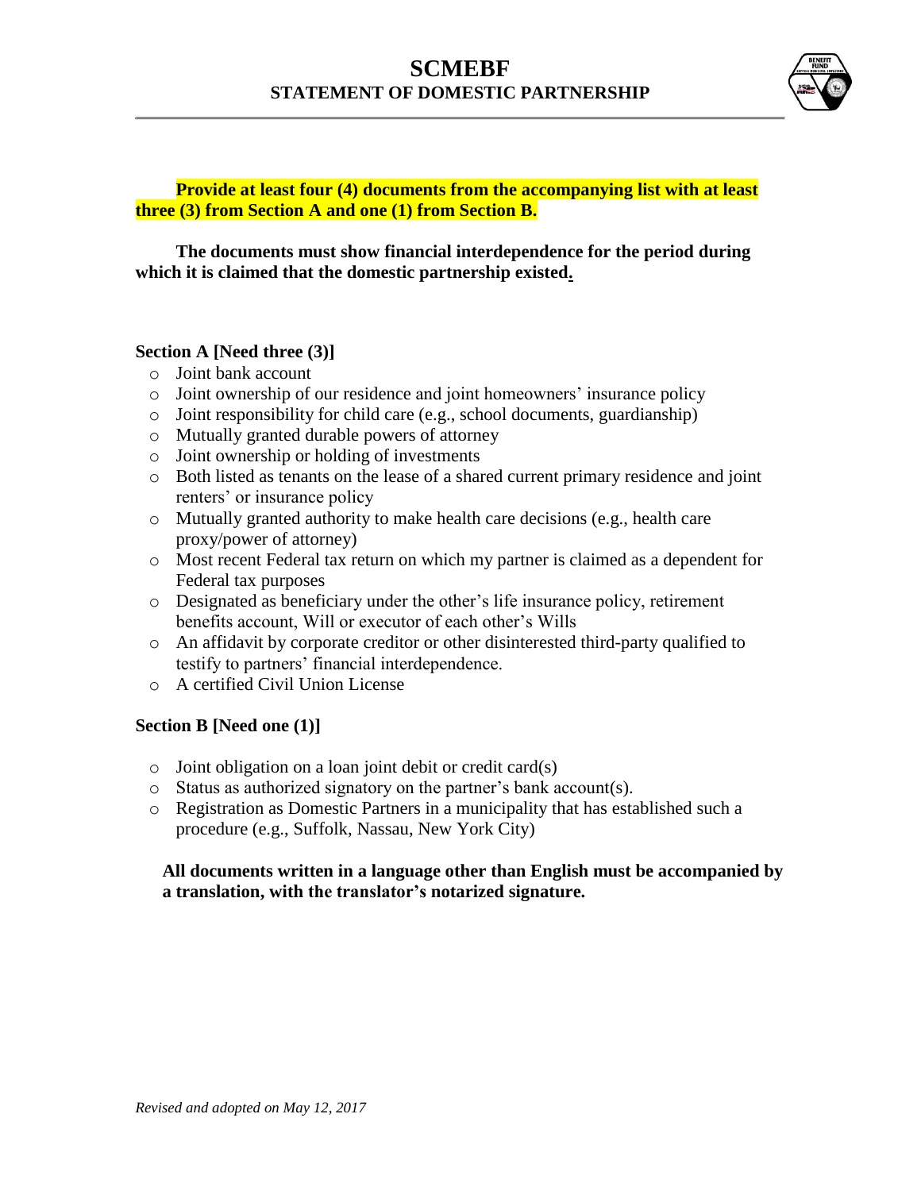# SCMEBF
## STATEMENT OF DOMESTIC PARTNERSHIP

**Provide at least four (4) documents from the accompanying list with at least three (3) from Section A and one (1) from Section B.**

**The documents must show financial interdependence for the period during which it is claimed that the domestic partnership existed.**

**Section A [Need three (3)]**

- Joint bank account
- Joint ownership of our residence and joint homeowners' insurance policy
- Joint responsibility for child care (e.g., school documents, guardianship)
- Mutually granted durable powers of attorney
- Joint ownership or holding of investments
- Both listed as tenants on the lease of a shared current primary residence and joint renters' or insurance policy
- Mutually granted authority to make health care decisions (e.g., health care proxy/power of attorney)
- Most recent Federal tax return on which my partner is claimed as a dependent for Federal tax purposes
- Designated as beneficiary under the other's life insurance policy, retirement benefits account, Will or executor of each other's Wills
- An affidavit by corporate creditor or other disinterested third-party qualified to testify to partners' financial interdependence.
- A certified Civil Union License

**Section B [Need one (1)]**

- Joint obligation on a loan joint debit or credit card(s)
- Status as authorized signatory on the partner's bank account(s).
- Registration as Domestic Partners in a municipality that has established such a procedure (e.g., Suffolk, Nassau, New York City)

**All documents written in a language other than English must be accompanied by a translation, with the translator's notarized signature.**

*Revised and adopted on May 12, 2017*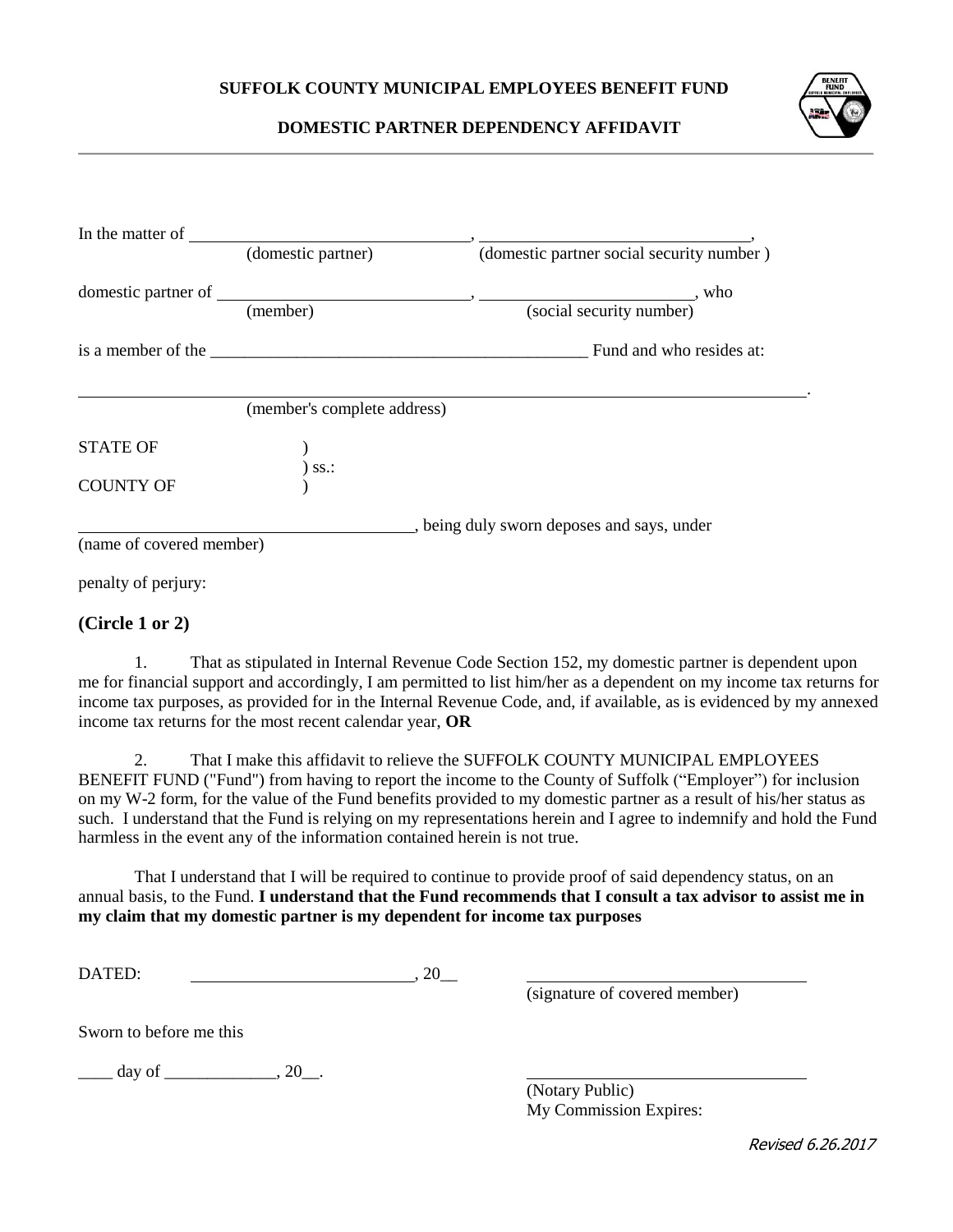**SUFFOLK COUNTY MUNICIPAL EMPLOYEES BENEFIT FUND**

**DOMESTIC PARTNER DEPENDENCY AFFIDAVIT**

---

In the matter of ________________________________, ________________________________,
(domestic partner) (domestic partner social security number )

domestic partner of ____________________________, _________________________, who
(member) (social security number)

is a member of the _____________________________________________ Fund and who resides at:

_______________________________________________________________________________.
(member's complete address)

STATE OF )
) ss.:
COUNTY OF )

_______________________________________, being duly sworn deposes and says, under
(name of covered member)

penalty of perjury:

**(Circle 1 or 2)**

1. That as stipulated in Internal Revenue Code Section 152, my domestic partner is dependent upon me for financial support and accordingly, I am permitted to list him/her as a dependent on my income tax returns for income tax purposes, as provided for in the Internal Revenue Code, and, if available, as is evidenced by my annexed income tax returns for the most recent calendar year, **OR**

2. That I make this affidavit to relieve the SUFFOLK COUNTY MUNICIPAL EMPLOYEES BENEFIT FUND ("Fund") from having to report the income to the County of Suffolk ("Employer") for inclusion on my W-2 form, for the value of the Fund benefits provided to my domestic partner as a result of his/her status as such. I understand that the Fund is relying on my representations herein and I agree to indemnify and hold the Fund harmless in the event any of the information contained herein is not true.

That I understand that I will be required to continue to provide proof of said dependency status, on an annual basis, to the Fund. **I understand that the Fund recommends that I consult a tax advisor to assist me in my claim that my domestic partner is my dependent for income tax purposes**

DATED: __________________________, 20__ ________________________________
(signature of covered member)

Sworn to before me this

____ day of _____________, 20__. ________________________________
(Notary Public)
My Commission Expires:

*Revised 6.26.2017*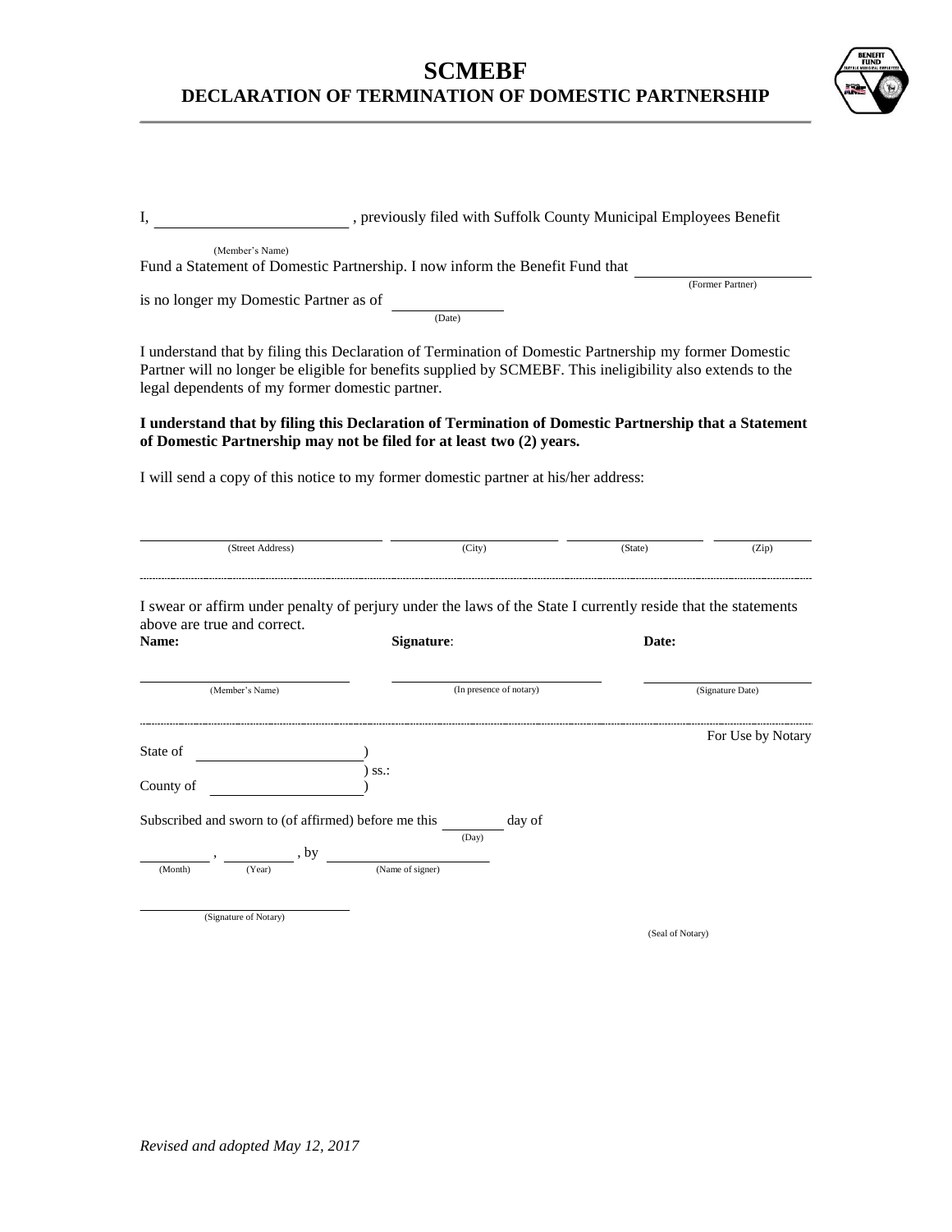# SCMEBF
## DECLARATION OF TERMINATION OF DOMESTIC PARTNERSHIP

I, ________________________ , previously filed with Suffolk County Municipal Employees Benefit
(Member's Name)
Fund a Statement of Domestic Partnership. I now inform the Benefit Fund that ________________________
(Former Partner)
is no longer my Domestic Partner as of ______________
(Date)

I understand that by filing this Declaration of Termination of Domestic Partnership my former Domestic Partner will no longer be eligible for benefits supplied by SCMEBF. This ineligibility also extends to the legal dependents of my former domestic partner.

**I understand that by filing this Declaration of Termination of Domestic Partnership that a Statement of Domestic Partnership may not be filed for at least two (2) years.**

I will send a copy of this notice to my former domestic partner at his/her address:

________________________ ________________________ ________________ ____________
(Street Address) (City) (State) (Zip)

I swear or affirm under penalty of perjury under the laws of the State I currently reside that the statements above are true and correct.

| **Name:** | **Signature**: | **Date:** |
|---|---|---|
| ________________________ | ________________________ | ________________________ |
| (Member's Name) | (In presence of notary) | (Signature Date) |

For Use by Notary

State of ________________________ )
) ss.:
County of ________________________ )

Subscribed and sworn to (of affirmed) before me this ________ day of
(Day)
__________ , __________ , by ________________________
(Month) (Year) (Name of signer)

________________________
(Signature of Notary)

(Seal of Notary)

*Revised and adopted May 12, 2017*